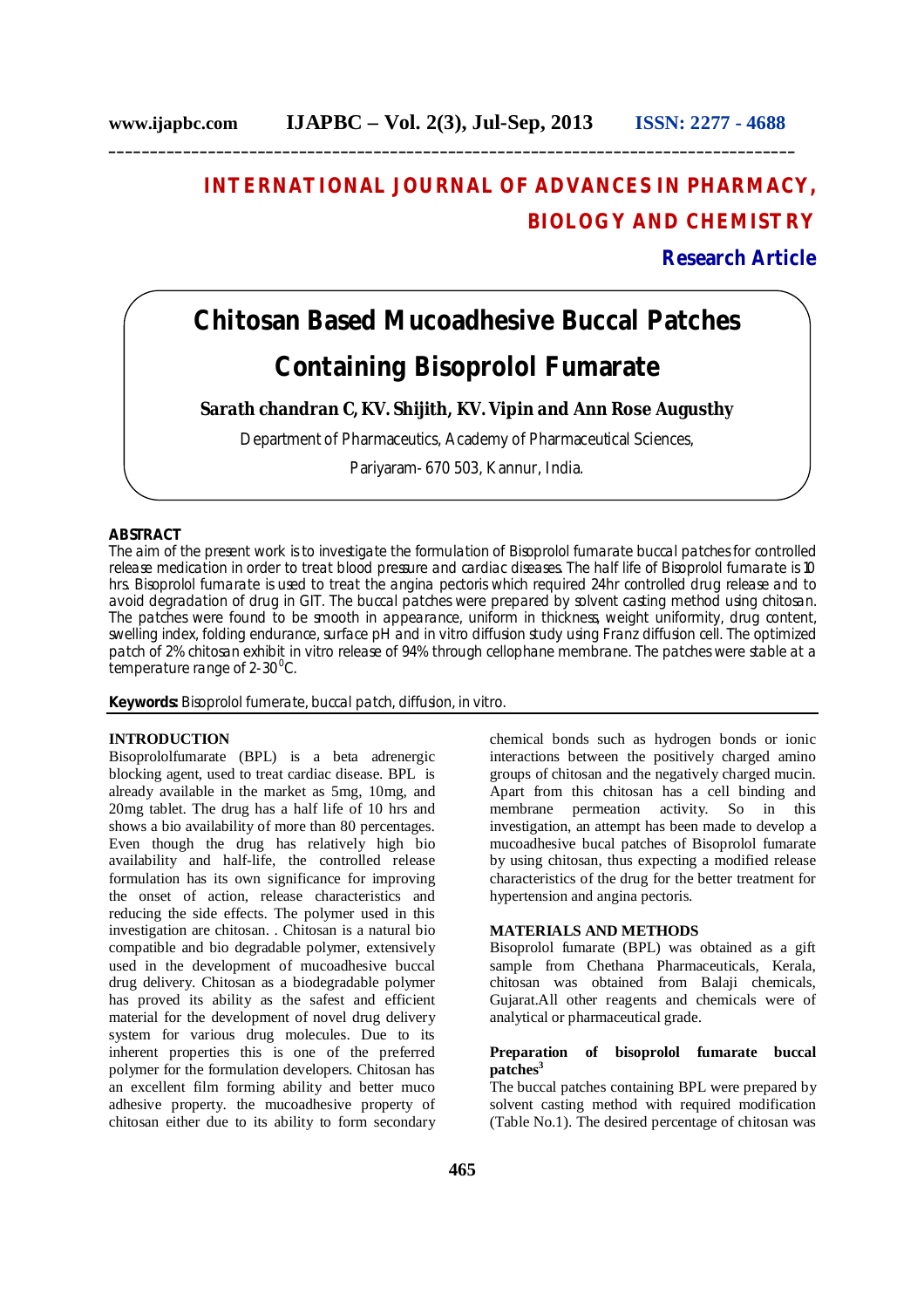# INTERNATIONAL JOURNAL OF ADVANCES IN PHARMACY, BIOLOGY AND CHEMISTRY

**Research Article**

# Chitosan Based Mucoadhesive Buccal Patches Containing Bisoprolol Fumarate

**Sarath chandran C, KV. Shijith, KV. Vipin and Ann Rose Augusthy**

Department of Pharmaceutics, Academy of Pharmaceutical Sciences,

Pariyaram- 670 503, Kannur, India.

## ABSTRACT

The aim of the present work is to investigate the formulation of Bisoprolol fumarate buccal patches for controlled release medication in order to treat blood pressure and cardiac diseases. The half life of Bisoprolol fumarate is 10 hrs. Bisoprolol fumarate is used to treat the angina pectoris which required 24hr controlled drug release and to avoid degradation of drug in GIT. The buccal patches were prepared by solvent casting method using chitosan. The patches were found to be smooth in appearance, uniform in thickness, weight uniformity, drug content, swelling index, folding endurance, surface pH and in vitro diffusion study using Franz diffusion cell. The optimized patch of 2% chitosan exhibit in vitro release of 94% through cellophane membrane. The patches were stable at a temperature range of 2-30$^{0}$C.

**Keywords:** Bisoprolol fumerate, buccal patch, diffusion, in vitro.

## INTRODUCTION

Bisoprololfumarate (BPL) is a beta adrenergic blocking agent, used to treat cardiac disease. BPL is already available in the market as 5mg, 10mg, and 20mg tablet. The drug has a half life of 10 hrs and shows a bio availability of more than 80 percentages. Even though the drug has relatively high bio availability and half-life, the controlled release formulation has its own significance for improving the onset of action, release characteristics and reducing the side effects. The polymer used in this investigation are chitosan. . Chitosan is a natural bio compatible and bio degradable polymer, extensively used in the development of mucoadhesive buccal drug delivery. Chitosan as a biodegradable polymer has proved its ability as the safest and efficient material for the development of novel drug delivery system for various drug molecules. Due to its inherent properties this is one of the preferred polymer for the formulation developers. Chitosan has an excellent film forming ability and better muco adhesive property. the mucoadhesive property of chitosan either due to its ability to form secondary chemical bonds such as hydrogen bonds or ionic interactions between the positively charged amino groups of chitosan and the negatively charged mucin. Apart from this chitosan has a cell binding and membrane permeation activity. So in this investigation, an attempt has been made to develop a mucoadhesive bucal patches of Bisoprolol fumarate by using chitosan, thus expecting a modified release characteristics of the drug for the better treatment for hypertension and angina pectoris.

## MATERIALS AND METHODS

Bisoprolol fumarate (BPL) was obtained as a gift sample from Chethana Pharmaceuticals, Kerala, chitosan was obtained from Balaji chemicals, Gujarat.All other reagents and chemicals were of analytical or pharmaceutical grade.

### Preparation of bisoprolol fumarate buccal patches[3]

The buccal patches containing BPL were prepared by solvent casting method with required modification (Table No.1). The desired percentage of chitosan was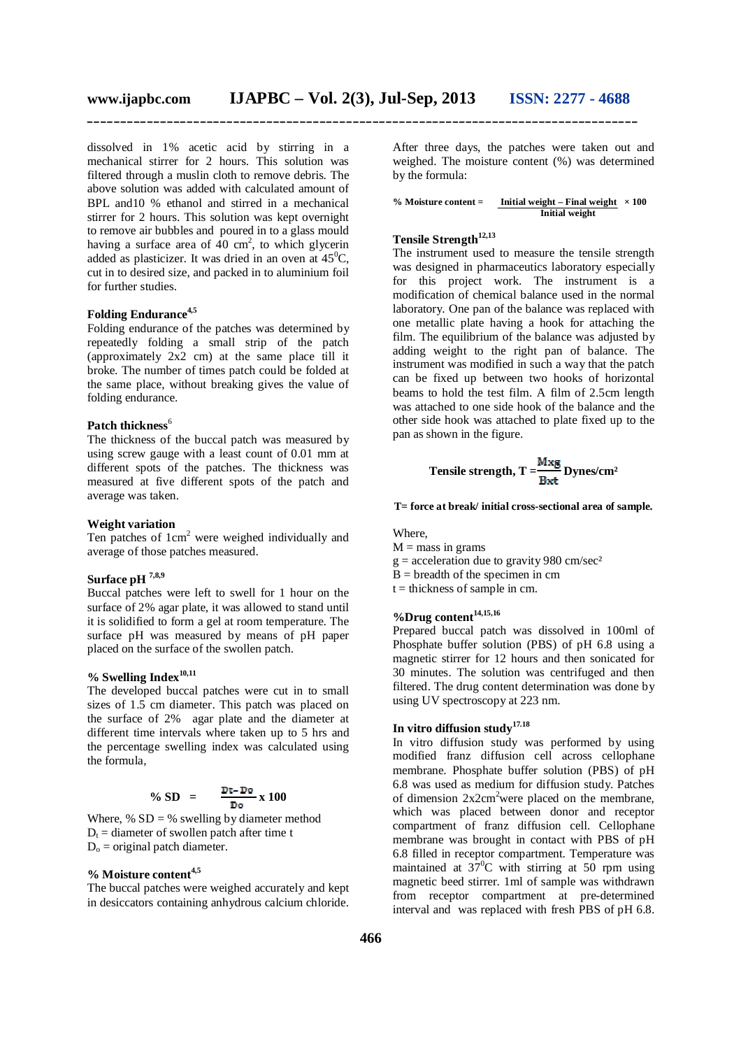dissolved in 1% acetic acid by stirring in a mechanical stirrer for 2 hours. This solution was filtered through a muslin cloth to remove debris. The above solution was added with calculated amount of BPL and10 % ethanol and stirred in a mechanical stirrer for 2 hours. This solution was kept overnight to remove air bubbles and poured in to a glass mould having a surface area of 40 $cm^2$, to which glycerin added as plasticizer. It was dried in an oven at $45^0$C, cut in to desired size, and packed in to aluminium foil for further studies.

### Folding Endurance[4,5]

Folding endurance of the patches was determined by repeatedly folding a small strip of the patch (approximately 2x2 cm) at the same place till it broke. The number of times patch could be folded at the same place, without breaking gives the value of folding endurance.

### Patch thickness[6]

The thickness of the buccal patch was measured by using screw gauge with a least count of 0.01 mm at different spots of the patches. The thickness was measured at five different spots of the patch and average was taken.

### Weight variation

Ten patches of 1$cm^2$ were weighed individually and average of those patches measured.

### Surface pH [7,8,9]

Buccal patches were left to swell for 1 hour on the surface of 2% agar plate, it was allowed to stand until it is solidified to form a gel at room temperature. The surface pH was measured by means of pH paper placed on the surface of the swollen patch.

### % Swelling Index[10,11]

The developed buccal patches were cut in to small sizes of 1.5 cm diameter. This patch was placed on the surface of 2% agar plate and the diameter at different time intervals where taken up to 5 hrs and the percentage swelling index was calculated using the formula,

$$\% \text{ SD} = \frac{D_t - D_o}{D_o} \times 100$$

Where, % SD = % swelling by diameter method
$D_t$ = diameter of swollen patch after time t
$D_o$ = original patch diameter.

### % Moisture content[4,5]

The buccal patches were weighed accurately and kept in desiccators containing anhydrous calcium chloride. After three days, the patches were taken out and weighed. The moisture content (%) was determined by the formula:

$$\% \text{ Moisture content} = \frac{\text{Initial weight} - \text{Final weight}}{\text{Initial weight}} \times 100$$

### Tensile Strength[12,13]

The instrument used to measure the tensile strength was designed in pharmaceutics laboratory especially for this project work. The instrument is a modification of chemical balance used in the normal laboratory. One pan of the balance was replaced with one metallic plate having a hook for attaching the film. The equilibrium of the balance was adjusted by adding weight to the right pan of balance. The instrument was modified in such a way that the patch can be fixed up between two hooks of horizontal beams to hold the test film. A film of 2.5cm length was attached to one side hook of the balance and the other side hook was attached to plate fixed up to the pan as shown in the figure.

$$\text{Tensile strength, } T = \frac{M \times g}{B \times t} \text{ Dynes/cm}^2$$

**T= force at break/ initial cross-sectional area of sample.**

Where,
M = mass in grams
g = acceleration due to gravity 980 cm/sec²
B = breadth of the specimen in cm
t = thickness of sample in cm.

### %Drug content[14,15,16]

Prepared buccal patch was dissolved in 100ml of Phosphate buffer solution (PBS) of pH 6.8 using a magnetic stirrer for 12 hours and then sonicated for 30 minutes. The solution was centrifuged and then filtered. The drug content determination was done by using UV spectroscopy at 223 nm.

### In vitro diffusion study[17,18]

In vitro diffusion study was performed by using modified franz diffusion cell across cellophane membrane. Phosphate buffer solution (PBS) of pH 6.8 was used as medium for diffusion study. Patches of dimension 2x2$cm^2$were placed on the membrane, which was placed between donor and receptor compartment of franz diffusion cell. Cellophane membrane was brought in contact with PBS of pH 6.8 filled in receptor compartment. Temperature was maintained at $37^0$C with stirring at 50 rpm using magnetic beed stirrer. 1ml of sample was withdrawn from receptor compartment at pre-determined interval and was replaced with fresh PBS of pH 6.8.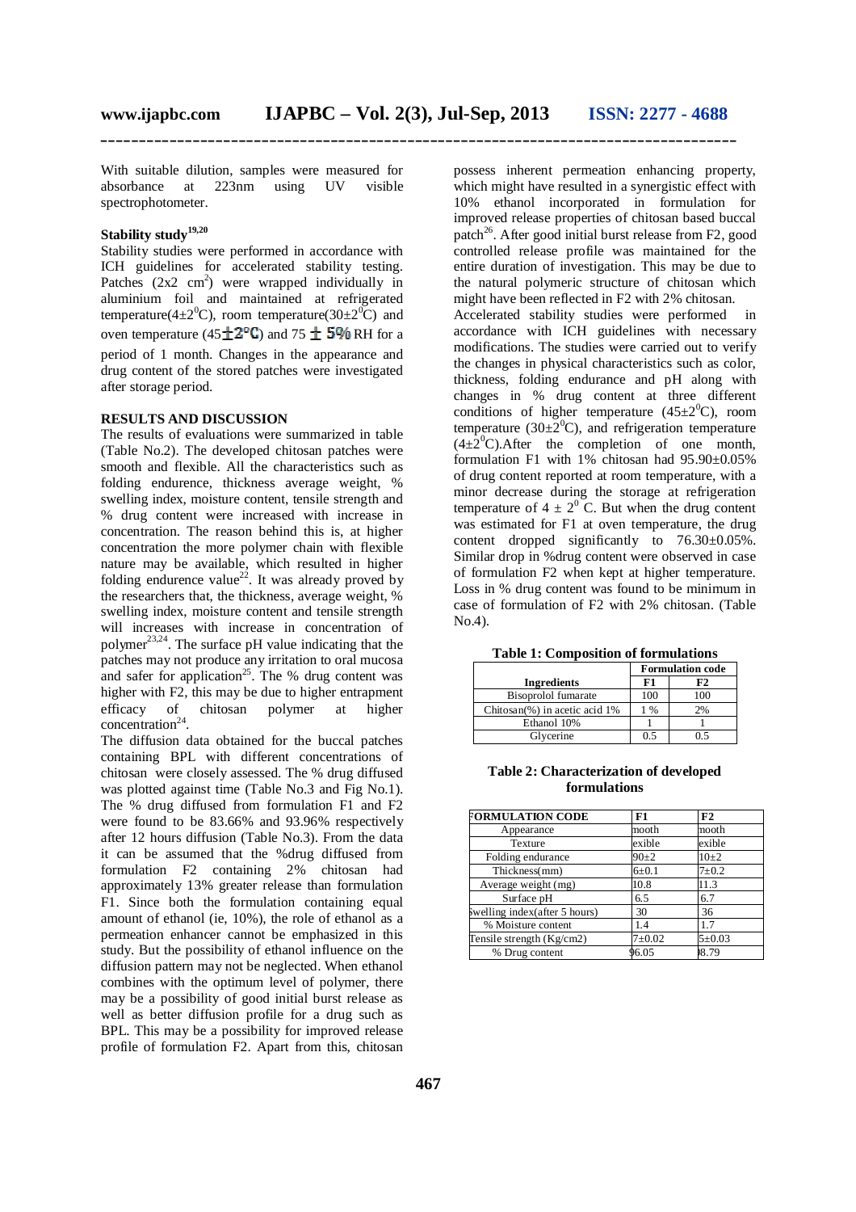With suitable dilution, samples were measured for absorbance at 223nm using UV visible spectrophotometer.

### Stability study[19,20]

Stability studies were performed in accordance with ICH guidelines for accelerated stability testing. Patches (2x2 $cm^2$) were wrapped individually in aluminium foil and maintained at refrigerated temperature($4\pm2^0$C), room temperature($30\pm2^0$C) and oven temperature ($45\pm2$°C) and 75 ± 5% RH for a period of 1 month. Changes in the appearance and drug content of the stored patches were investigated after storage period.

### RESULTS AND DISCUSSION

The results of evaluations were summarized in table (Table No.2). The developed chitosan patches were smooth and flexible. All the characteristics such as folding endurence, thickness average weight, % swelling index, moisture content, tensile strength and % drug content were increased with increase in concentration. The reason behind this is, at higher concentration the more polymer chain with flexible nature may be available, which resulted in higher folding endurence value[22]. It was already proved by the researchers that, the thickness, average weight, % swelling index, moisture content and tensile strength will increases with increase in concentration of polymer[23,24]. The surface pH value indicating that the patches may not produce any irritation to oral mucosa and safer for application[25]. The % drug content was higher with F2, this may be due to higher entrapment efficacy of chitosan polymer at higher concentration[24].

The diffusion data obtained for the buccal patches containing BPL with different concentrations of chitosan were closely assessed. The % drug diffused was plotted against time (Table No.3 and Fig No.1). The % drug diffused from formulation F1 and F2 were found to be 83.66% and 93.96% respectively after 12 hours diffusion (Table No.3). From the data it can be assumed that the %drug diffused from formulation F2 containing 2% chitosan had approximately 13% greater release than formulation F1. Since both the formulation containing equal amount of ethanol (ie, 10%), the role of ethanol as a permeation enhancer cannot be emphasized in this study. But the possibility of ethanol influence on the diffusion pattern may not be neglected. When ethanol combines with the optimum level of polymer, there may be a possibility of good initial burst release as well as better diffusion profile for a drug such as BPL. This may be a possibility for improved release profile of formulation F2. Apart from this, chitosan possess inherent permeation enhancing property, which might have resulted in a synergistic effect with 10% ethanol incorporated in formulation for improved release properties of chitosan based buccal patch[26]. After good initial burst release from F2, good controlled release profile was maintained for the entire duration of investigation. This may be due to the natural polymeric structure of chitosan which might have been reflected in F2 with 2% chitosan.

Accelerated stability studies were performed in accordance with ICH guidelines with necessary modifications. The studies were carried out to verify the changes in physical characteristics such as color, thickness, folding endurance and pH along with changes in % drug content at three different conditions of higher temperature ($45\pm2^0$C), room temperature ($30\pm2^0$C), and refrigeration temperature ($4\pm2^0$C).After the completion of one month, formulation F1 with 1% chitosan had 95.90±0.05% of drug content reported at room temperature, with a minor decrease during the storage at refrigeration temperature of $4 \pm 2^0$ C. But when the drug content was estimated for F1 at oven temperature, the drug content dropped significantly to 76.30±0.05%. Similar drop in %drug content were observed in case of formulation F2 when kept at higher temperature. Loss in % drug content was found to be minimum in case of formulation of F2 with 2% chitosan. (Table No.4).

**Table 1: Composition of formulations**

| Ingredients | Formulation code | |
|---|---|---|
| | **F1** | **F2** |
| Bisoprolol fumarate | 100 | 100 |
| Chitosan(%) in acetic acid 1% | 1 % | 2% |
| Ethanol 10% | 1 | 1 |
| Glycerine | 0.5 | 0.5 |

**Table 2: Characterization of developed formulations**

| FORMULATION CODE | F1 | F2 |
|---|---|---|
| Appearance | mooth | mooth |
| Texture | exible | exible |
| Folding endurance | 90±2 | 10±2 |
| Thickness(mm) | 6±0.1 | 7±0.2 |
| Average weight (mg) | 10.8 | 11.3 |
| Surface pH | 6.5 | 6.7 |
| Swelling index(after 5 hours) | 30 | 36 |
| % Moisture content | 1.4 | 1.7 |
| Tensile strength (Kg/cm2) | 7±0.02 | 5±0.03 |
| % Drug content | 96.05 | 98.79 |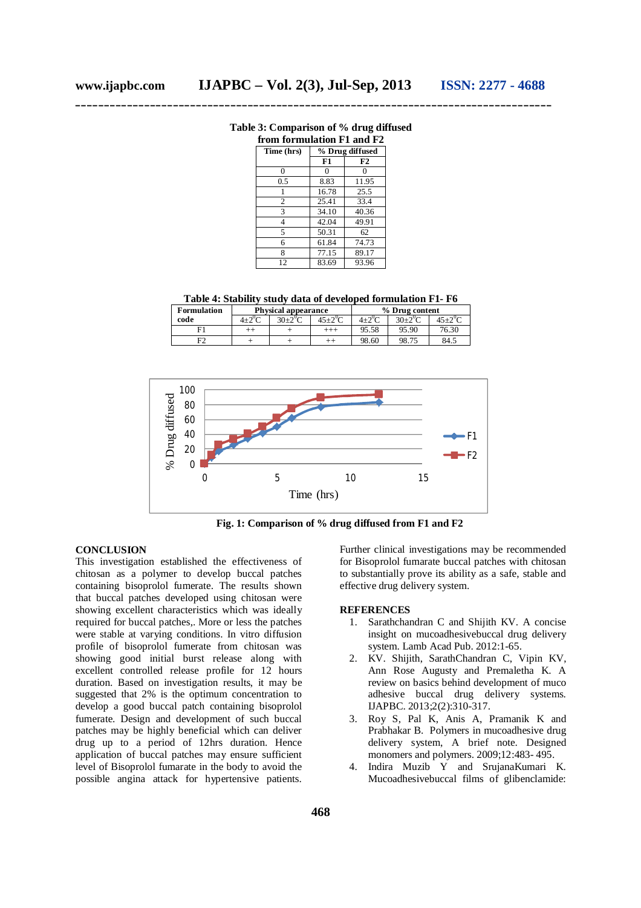**Table 3: Comparison of % drug diffused from formulation F1 and F2**

| Time (hrs) | % Drug diffused | |
|---|---|---|
| | F1 | F2 |
| 0 | 0 | 0 |
| 0.5 | 8.83 | 11.95 |
| 1 | 16.78 | 25.5 |
| 2 | 25.41 | 33.4 |
| 3 | 34.10 | 40.36 |
| 4 | 42.04 | 49.91 |
| 5 | 50.31 | 62 |
| 6 | 61.84 | 74.73 |
| 8 | 77.15 | 89.17 |
| 12 | 83.69 | 93.96 |

**Table 4: Stability study data of developed formulation F1- F6**

| Formulation code | Physical appearance | | | % Drug content | | |
|---|---|---|---|---|---|---|
| | 4±2$^0$C | 30±2$^0$C | 45±2$^0$C | 4±2$^0$C | 30±2$^0$C | 45±2$^0$C |
| F1 | ++ | + | +++ | 95.58 | 95.90 | 76.30 |
| F2 | + | + | ++ | 98.60 | 98.75 | 84.5 |

**Fig. 1: Comparison of % drug diffused from F1 and F2**

## CONCLUSION

This investigation established the effectiveness of chitosan as a polymer to develop buccal patches containing bisoprolol fumerate. The results shown that buccal patches developed using chitosan were showing excellent characteristics which was ideally required for buccal patches,. More or less the patches were stable at varying conditions. In vitro diffusion profile of bisoprolol fumerate from chitosan was showing good initial burst release along with excellent controlled release profile for 12 hours duration. Based on investigation results, it may be suggested that 2% is the optimum concentration to develop a good buccal patch containing bisoprolol fumerate. Design and development of such buccal patches may be highly beneficial which can deliver drug up to a period of 12hrs duration. Hence application of buccal patches may ensure sufficient level of Bisoprolol fumarate in the body to avoid the possible angina attack for hypertensive patients. Further clinical investigations may be recommended for Bisoprolol fumarate buccal patches with chitosan to substantially prove its ability as a safe, stable and effective drug delivery system.

## REFERENCES

1. Sarathchandran C and Shijith KV. A concise insight on mucoadhesivebuccal drug delivery system. Lamb Acad Pub. 2012:1-65.
2. KV. Shijith, SarathChandran C, Vipin KV, Ann Rose Augusty and Premaletha K. A review on basics behind development of muco adhesive buccal drug delivery systems. IJAPBC. 2013;2(2):310-317.
3. Roy S, Pal K, Anis A, Pramanik K and Prabhakar B. Polymers in mucoadhesive drug delivery system, A brief note. Designed monomers and polymers. 2009;12:483- 495.
4. Indira Muzib Y and SrujanaKumari K. Mucoadhesivebuccal films of glibenclamide: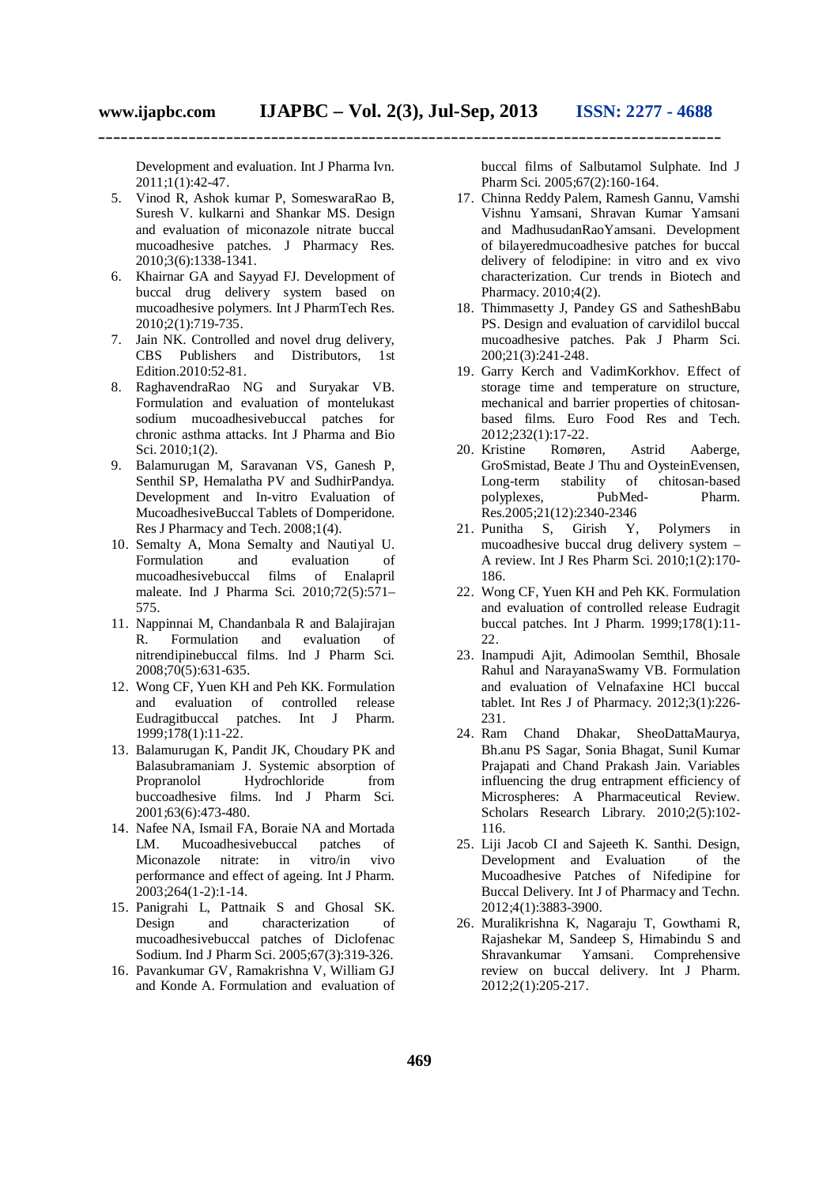Development and evaluation. Int J Pharma Ivn. 2011;1(1):42-47.

5. Vinod R, Ashok kumar P, SomeswaraRao B, Suresh V. kulkarni and Shankar MS. Design and evaluation of miconazole nitrate buccal mucoadhesive patches. J Pharmacy Res. 2010;3(6):1338-1341.
6. Khairnar GA and Sayyad FJ. Development of buccal drug delivery system based on mucoadhesive polymers. Int J PharmTech Res. 2010;2(1):719-735.
7. Jain NK. Controlled and novel drug delivery, CBS Publishers and Distributors, 1st Edition.2010:52-81.
8. RaghavendraRao NG and Suryakar VB. Formulation and evaluation of montelukast sodium mucoadhesivebuccal patches for chronic asthma attacks. Int J Pharma and Bio Sci. 2010;1(2).
9. Balamurugan M, Saravanan VS, Ganesh P, Senthil SP, Hemalatha PV and SudhirPandya. Development and In-vitro Evaluation of MucoadhesiveBuccal Tablets of Domperidone. Res J Pharmacy and Tech. 2008;1(4).
10. Semalty A, Mona Semalty and Nautiyal U. Formulation and evaluation of mucoadhesivebuccal films of Enalapril maleate. Ind J Pharma Sci. 2010;72(5):571–575.
11. Nappinnai M, Chandanbala R and Balajirajan R. Formulation and evaluation of nitrendipinebuccal films. Ind J Pharm Sci. 2008;70(5):631-635.
12. Wong CF, Yuen KH and Peh KK. Formulation and evaluation of controlled release Eudragitbuccal patches. Int J Pharm. 1999;178(1):11-22.
13. Balamurugan K, Pandit JK, Choudary PK and Balasubramaniam J. Systemic absorption of Propranolol Hydrochloride from buccoadhesive films. Ind J Pharm Sci. 2001;63(6):473-480.
14. Nafee NA, Ismail FA, Boraie NA and Mortada LM. Mucoadhesivebuccal patches of Miconazole nitrate: in vitro/in vivo performance and effect of ageing. Int J Pharm. 2003;264(1-2):1-14.
15. Panigrahi L, Pattnaik S and Ghosal SK. Design and characterization of mucoadhesivebuccal patches of Diclofenac Sodium. Ind J Pharm Sci. 2005;67(3):319-326.
16. Pavankumar GV, Ramakrishna V, William GJ and Konde A. Formulation and evaluation of buccal films of Salbutamol Sulphate. Ind J Pharm Sci. 2005;67(2):160-164.
17. Chinna Reddy Palem, Ramesh Gannu, Vamshi Vishnu Yamsani, Shravan Kumar Yamsani and MadhusudanRaoYamsani. Development of bilayeredmucoadhesive patches for buccal delivery of felodipine: in vitro and ex vivo characterization. Cur trends in Biotech and Pharmacy. 2010;4(2).
18. Thimmasetty J, Pandey GS and SatheshBabu PS. Design and evaluation of carvidilol buccal mucoadhesive patches. Pak J Pharm Sci. 200;21(3):241-248.
19. Garry Kerch and VadimKorkhov. Effect of storage time and temperature on structure, mechanical and barrier properties of chitosan-based films. Euro Food Res and Tech. 2012;232(1):17-22.
20. Kristine Romøren, Astrid Aaberge, GroSmistad, Beate J Thu and OysteinEvensen, Long-term stability of chitosan-based polyplexes, PubMed- Pharm. Res.2005;21(12):2340-2346
21. Punitha S, Girish Y, Polymers in mucoadhesive buccal drug delivery system – A review. Int J Res Pharm Sci. 2010;1(2):170-186.
22. Wong CF, Yuen KH and Peh KK. Formulation and evaluation of controlled release Eudragit buccal patches. Int J Pharm. 1999;178(1):11-22.
23. Inampudi Ajit, Adimoolan Semthil, Bhosale Rahul and NarayanaSwamy VB. Formulation and evaluation of Velnafaxine HCl buccal tablet. Int Res J of Pharmacy. 2012;3(1):226-231.
24. Ram Chand Dhakar, SheoDattaMaurya, Bh.anu PS Sagar, Sonia Bhagat, Sunil Kumar Prajapati and Chand Prakash Jain. Variables influencing the drug entrapment efficiency of Microspheres: A Pharmaceutical Review. Scholars Research Library. 2010;2(5):102-116.
25. Liji Jacob CI and Sajeeth K. Santhi. Design, Development and Evaluation of the Mucoadhesive Patches of Nifedipine for Buccal Delivery. Int J of Pharmacy and Techn. 2012;4(1):3883-3900.
26. Muralikrishna K, Nagaraju T, Gowthami R, Rajashekar M, Sandeep S, Himabindu S and Shravankumar Yamsani. Comprehensive review on buccal delivery. Int J Pharm. 2012;2(1):205-217.